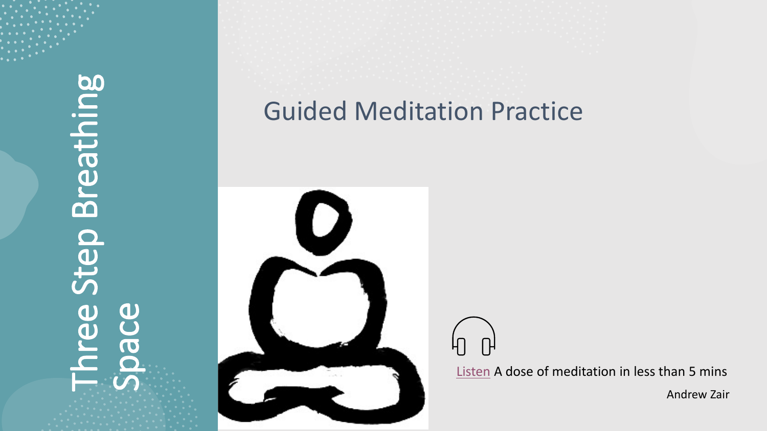# Three Step Breathing Space

## Guided Meditation Practice

Listen A dose of meditation in less than 5 mins

Andrew Zair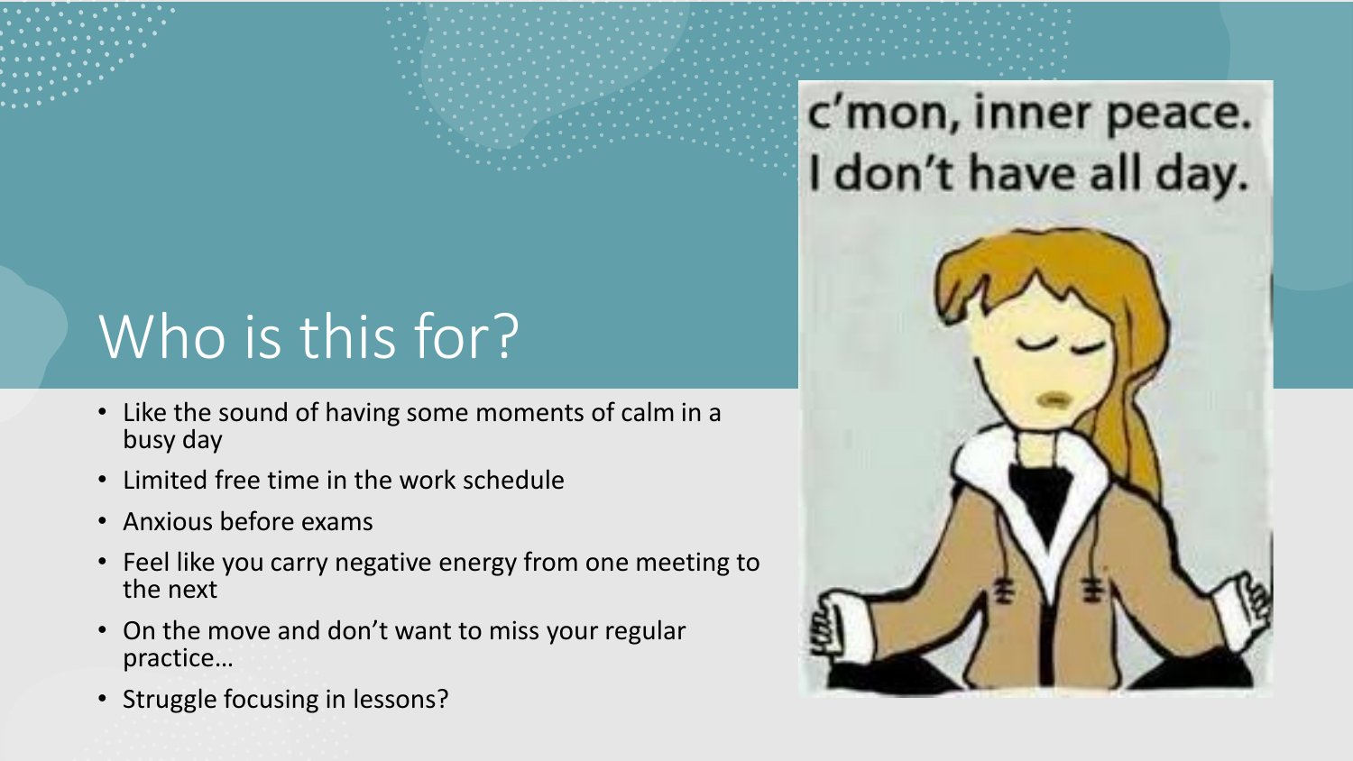# Who is this for?

- Like the sound of having some moments of calm in a busy day
- Limited free time in the work schedule
- Anxious before exams
- Feel like you carry negative energy from one meeting to the next
- On the move and don't want to miss your regular practice…
- Struggle focusing in lessons?

c'mon, inner peace. I don't have all day.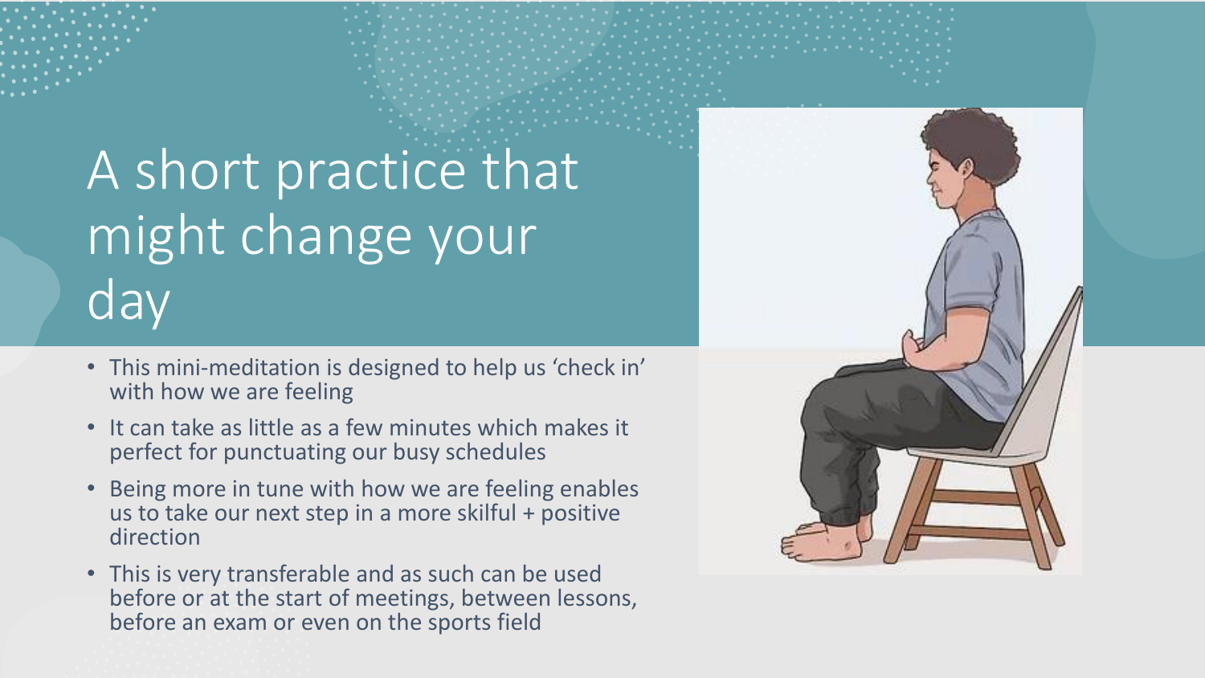# A short practice that might change your day

- This mini-meditation is designed to help us 'check in' with how we are feeling
- It can take as little as a few minutes which makes it perfect for punctuating our busy schedules
- Being more in tune with how we are feeling enables us to take our next step in a more skilful + positive direction
- This is very transferable and as such can be used before or at the start of meetings, between lessons, before an exam or even on the sports field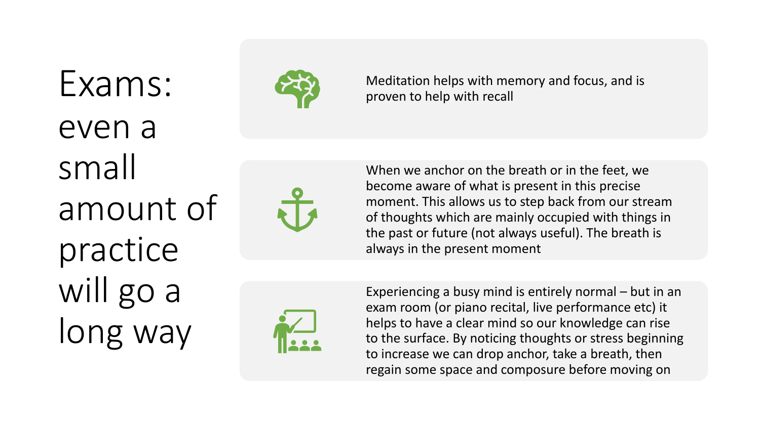# Exams: even a small amount of practice will go a long way

Meditation helps with memory and focus, and is proven to help with recall

When we anchor on the breath or in the feet, we become aware of what is present in this precise moment. This allows us to step back from our stream of thoughts which are mainly occupied with things in the past or future (not always useful). The breath is always in the present moment

Experiencing a busy mind is entirely normal – but in an exam room (or piano recital, live performance etc) it helps to have a clear mind so our knowledge can rise to the surface. By noticing thoughts or stress beginning to increase we can drop anchor, take a breath, then regain some space and composure before moving on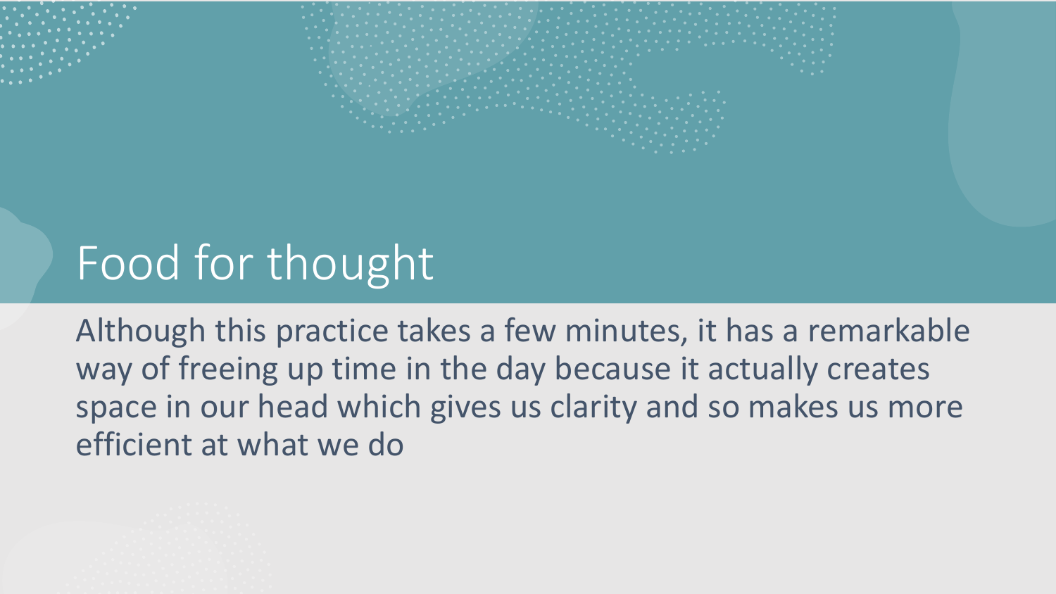# Food for thought

Although this practice takes a few minutes, it has a remarkable way of freeing up time in the day because it actually creates space in our head which gives us clarity and so makes us more efficient at what we do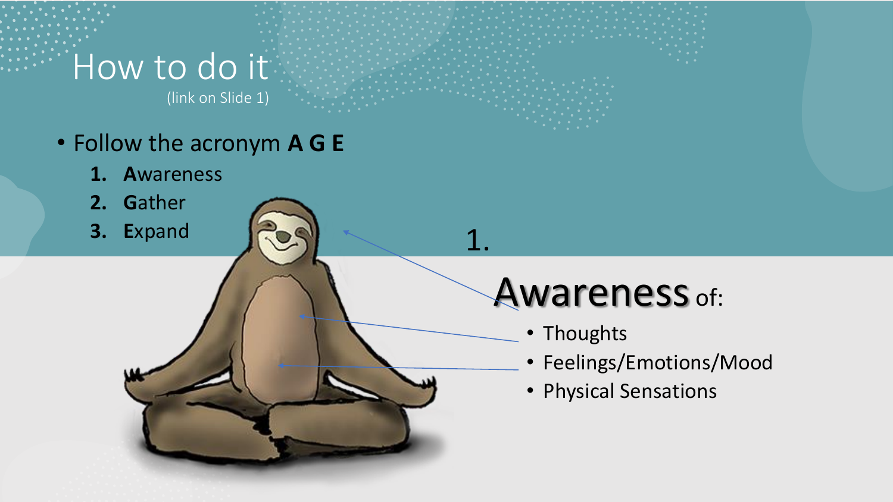# How to do it

(link on Slide 1)

- Follow the acronym **A G E**
  1. **A**wareness
  2. **G**ather
  3. **E**xpand

1.

## Awareness of:

- Thoughts
- Feelings/Emotions/Mood
- Physical Sensations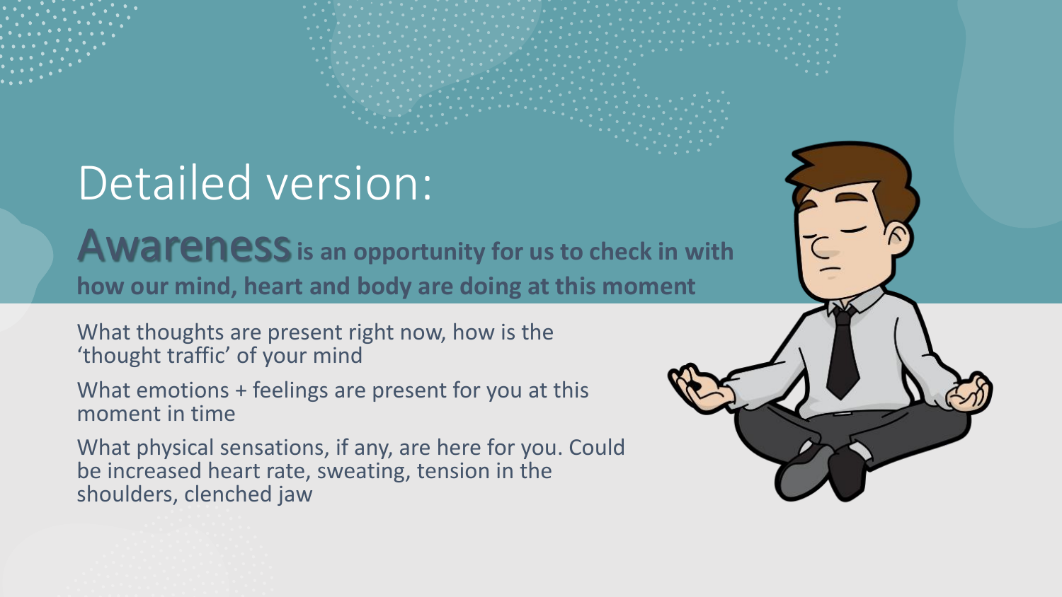# Detailed version:

**Awareness is an opportunity for us to check in with how our mind, heart and body are doing at this moment**

What thoughts are present right now, how is the 'thought traffic' of your mind

What emotions + feelings are present for you at this moment in time

What physical sensations, if any, are here for you. Could be increased heart rate, sweating, tension in the shoulders, clenched jaw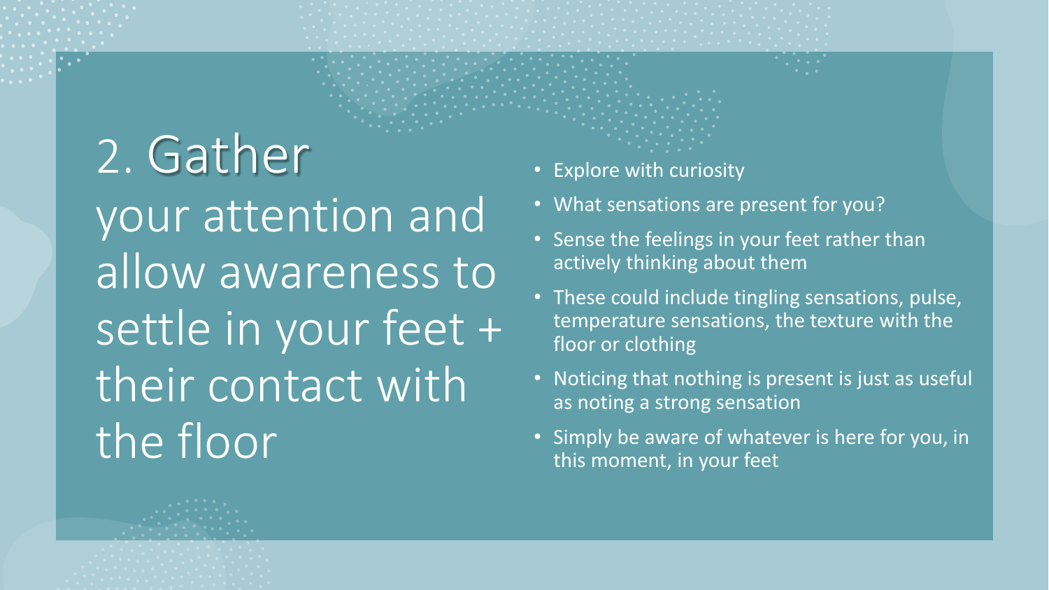# 2. Gather your attention and allow awareness to settle in your feet + their contact with the floor

- Explore with curiosity
- What sensations are present for you?
- Sense the feelings in your feet rather than actively thinking about them
- These could include tingling sensations, pulse, temperature sensations, the texture with the floor or clothing
- Noticing that nothing is present is just as useful as noting a strong sensation
- Simply be aware of whatever is here for you, in this moment, in your feet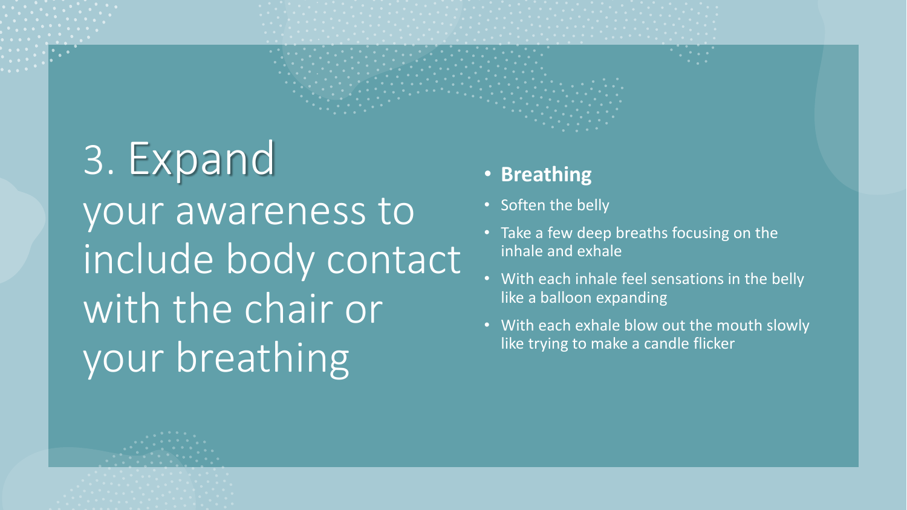# 3. Expand your awareness to include body contact with the chair or your breathing

- **Breathing**
- Soften the belly
- Take a few deep breaths focusing on the inhale and exhale
- With each inhale feel sensations in the belly like a balloon expanding
- With each exhale blow out the mouth slowly like trying to make a candle flicker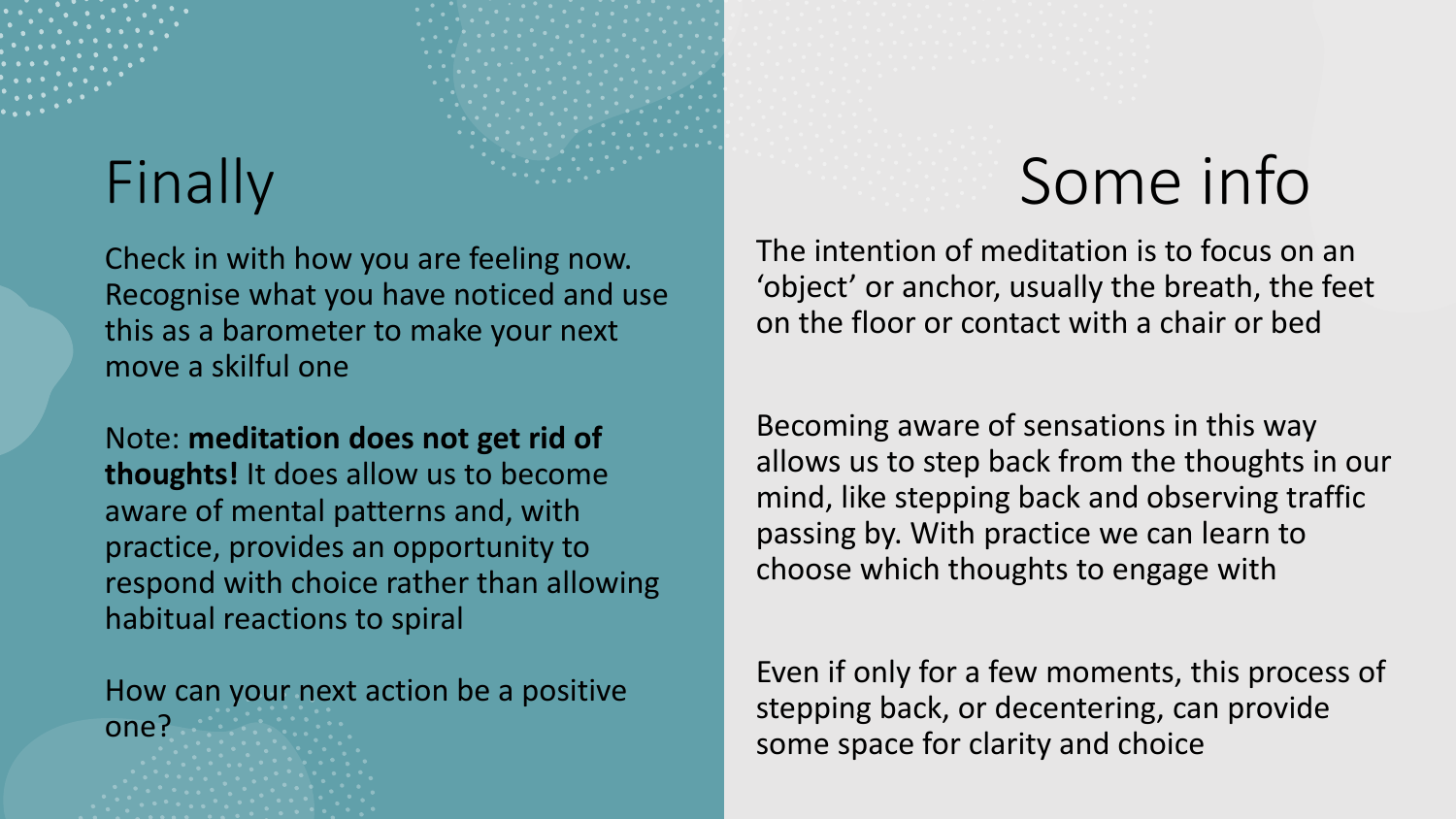# Finally

Check in with how you are feeling now. Recognise what you have noticed and use this as a barometer to make your next move a skilful one

Note: **meditation does not get rid of thoughts!** It does allow us to become aware of mental patterns and, with practice, provides an opportunity to respond with choice rather than allowing habitual reactions to spiral

How can your next action be a positive one?

# Some info

The intention of meditation is to focus on an 'object' or anchor, usually the breath, the feet on the floor or contact with a chair or bed

Becoming aware of sensations in this way allows us to step back from the thoughts in our mind, like stepping back and observing traffic passing by. With practice we can learn to choose which thoughts to engage with

Even if only for a few moments, this process of stepping back, or decentering, can provide some space for clarity and choice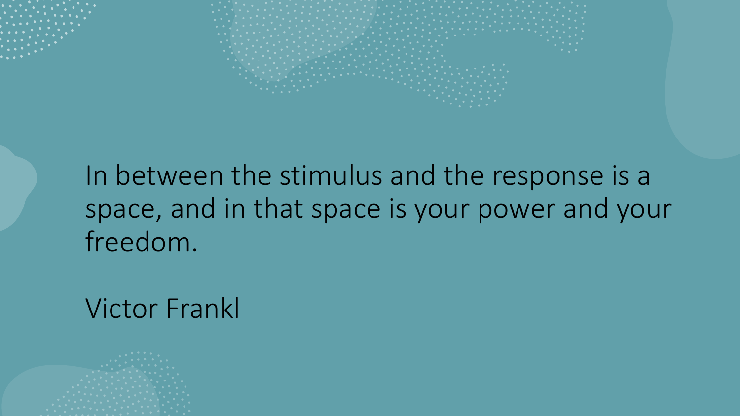In between the stimulus and the response is a space, and in that space is your power and your freedom.

Victor Frankl